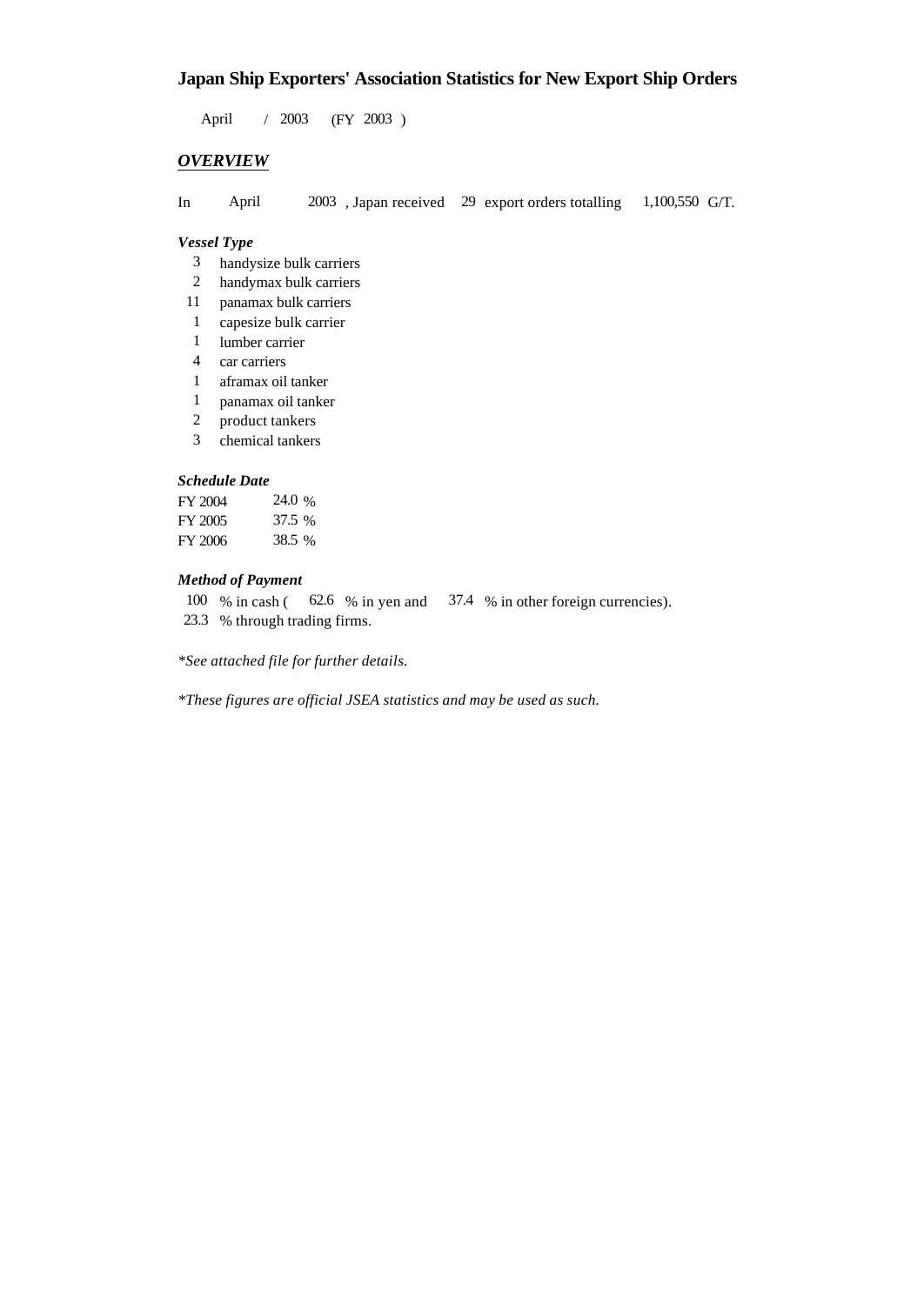# Japan Ship Exporters' Association Statistics for New Export Ship Orders

April / 2003 (FY 2003 )

## *OVERVIEW*

In April 2003 , Japan received 29 export orders totalling 1,100,550 G/T.

### *Vessel Type*

- 3 handysize bulk carriers
- 2 handymax bulk carriers
- 11 panamax bulk carriers
- 1 capesize bulk carrier
- 1 lumber carrier
- 4 car carriers
- 1 aframax oil tanker
- 1 panamax oil tanker
- 2 product tankers
- 3 chemical tankers

### *Schedule Date*

| | |
|---|---|
| FY 2004 | 24.0 % |
| FY 2005 | 37.5 % |
| FY 2006 | 38.5 % |

### *Method of Payment*

100 % in cash ( 62.6 % in yen and 37.4 % in other foreign currencies).
23.3 % through trading firms.

*\*See attached file for further details.*

*\*These figures are official JSEA statistics and may be used as such.*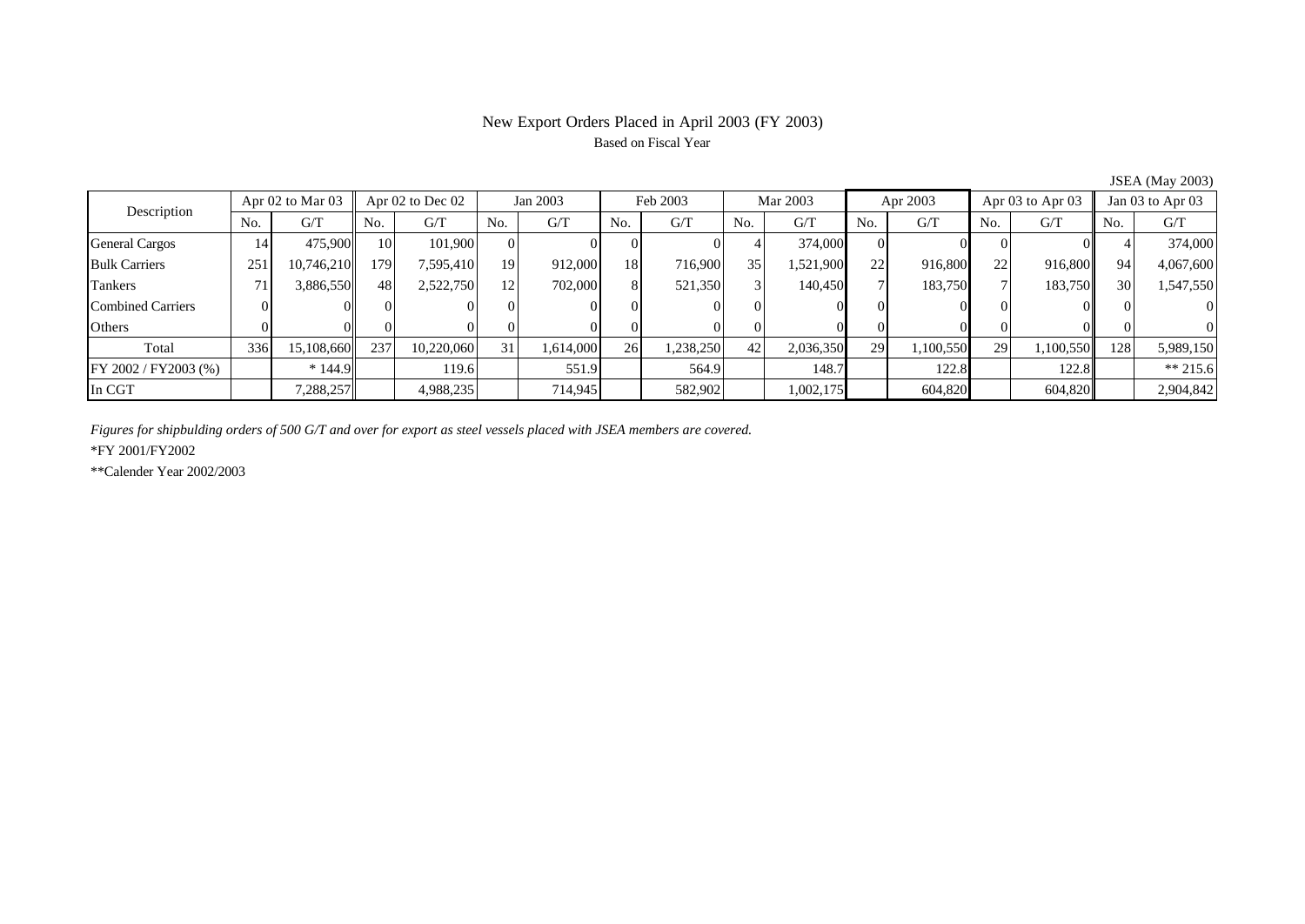# New Export Orders Placed in April 2003 (FY 2003)

Based on Fiscal Year

JSEA (May 2003)

| Description | Apr 02 to Mar 03 | | Apr 02 to Dec 02 | | Jan 2003 | | Feb 2003 | | Mar 2003 | | Apr 2003 | | Apr 03 to Apr 03 | | Jan 03 to Apr 03 | |
|---|---|---|---|---|---|---|---|---|---|---|---|---|---|---|---|---|
| | No. | G/T | No. | G/T | No. | G/T | No. | G/T | No. | G/T | No. | G/T | No. | G/T | No. | G/T |
| General Cargos | 14 | 475,900 | 10 | 101,900 | 0 | 0 | 0 | 0 | 4 | 374,000 | 0 | 0 | 0 | 0 | 4 | 374,000 |
| Bulk Carriers | 251 | 10,746,210 | 179 | 7,595,410 | 19 | 912,000 | 18 | 716,900 | 35 | 1,521,900 | 22 | 916,800 | 22 | 916,800 | 94 | 4,067,600 |
| Tankers | 71 | 3,886,550 | 48 | 2,522,750 | 12 | 702,000 | 8 | 521,350 | 3 | 140,450 | 7 | 183,750 | 7 | 183,750 | 30 | 1,547,550 |
| Combined Carriers | 0 | 0 | 0 | 0 | 0 | 0 | 0 | 0 | 0 | 0 | 0 | 0 | 0 | 0 | 0 | 0 |
| Others | 0 | 0 | 0 | 0 | 0 | 0 | 0 | 0 | 0 | 0 | 0 | 0 | 0 | 0 | 0 | 0 |
| Total | 336 | 15,108,660 | 237 | 10,220,060 | 31 | 1,614,000 | 26 | 1,238,250 | 42 | 2,036,350 | 29 | 1,100,550 | 29 | 1,100,550 | 128 | 5,989,150 |
| FY 2002 / FY2003 (%) | | * 144.9 | | 119.6 | | 551.9 | | 564.9 | | 148.7 | | 122.8 | | 122.8 | | ** 215.6 |
| In CGT | | 7,288,257 | | 4,988,235 | | 714,945 | | 582,902 | | 1,002,175 | | 604,820 | | 604,820 | | 2,904,842 |

*Figures for shipbulding orders of 500 G/T and over for export as steel vessels placed with JSEA members are covered.*

*FY 2001/FY2002

**Calender Year 2002/2003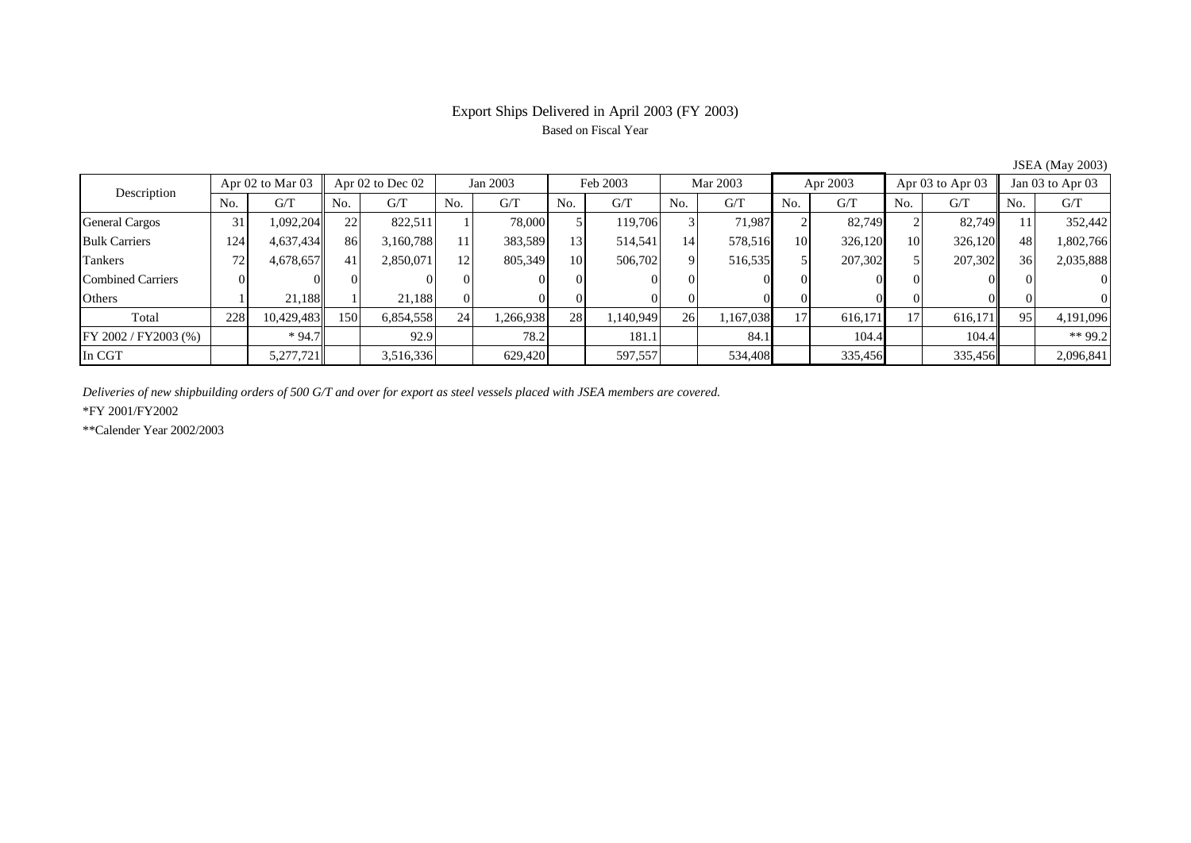# Export Ships Delivered in April 2003 (FY 2003)

Based on Fiscal Year

JSEA (May 2003)

| Description | Apr 02 to Mar 03 | | Apr 02 to Dec 02 | | Jan 2003 | | Feb 2003 | | Mar 2003 | | Apr 2003 | | Apr 03 to Apr 03 | | Jan 03 to Apr 03 | |
|---|---|---|---|---|---|---|---|---|---|---|---|---|---|---|---|---|
| | No. | G/T | No. | G/T | No. | G/T | No. | G/T | No. | G/T | No. | G/T | No. | G/T | No. | G/T |
| General Cargos | 31 | 1,092,204 | 22 | 822,511 | 1 | 78,000 | 5 | 119,706 | 3 | 71,987 | 2 | 82,749 | 2 | 82,749 | 11 | 352,442 |
| Bulk Carriers | 124 | 4,637,434 | 86 | 3,160,788 | 11 | 383,589 | 13 | 514,541 | 14 | 578,516 | 10 | 326,120 | 10 | 326,120 | 48 | 1,802,766 |
| Tankers | 72 | 4,678,657 | 41 | 2,850,071 | 12 | 805,349 | 10 | 506,702 | 9 | 516,535 | 5 | 207,302 | 5 | 207,302 | 36 | 2,035,888 |
| Combined Carriers | 0 | 0 | 0 | 0 | 0 | 0 | 0 | 0 | 0 | 0 | 0 | 0 | 0 | 0 | 0 | 0 |
| Others | 1 | 21,188 | 1 | 21,188 | 0 | 0 | 0 | 0 | 0 | 0 | 0 | 0 | 0 | 0 | 0 | 0 |
| Total | 228 | 10,429,483 | 150 | 6,854,558 | 24 | 1,266,938 | 28 | 1,140,949 | 26 | 1,167,038 | 17 | 616,171 | 17 | 616,171 | 95 | 4,191,096 |
| FY 2002 / FY2003 (%) | | * 94.7 | | 92.9 | | 78.2 | | 181.1 | | 84.1 | | 104.4 | | 104.4 | | ** 99.2 |
| In CGT | | 5,277,721 | | 3,516,336 | | 629,420 | | 597,557 | | 534,408 | | 335,456 | | 335,456 | | 2,096,841 |

*Deliveries of new shipbuilding orders of 500 G/T and over for export as steel vessels placed with JSEA members are covered.*

*FY 2001/FY2002

**Calender Year 2002/2003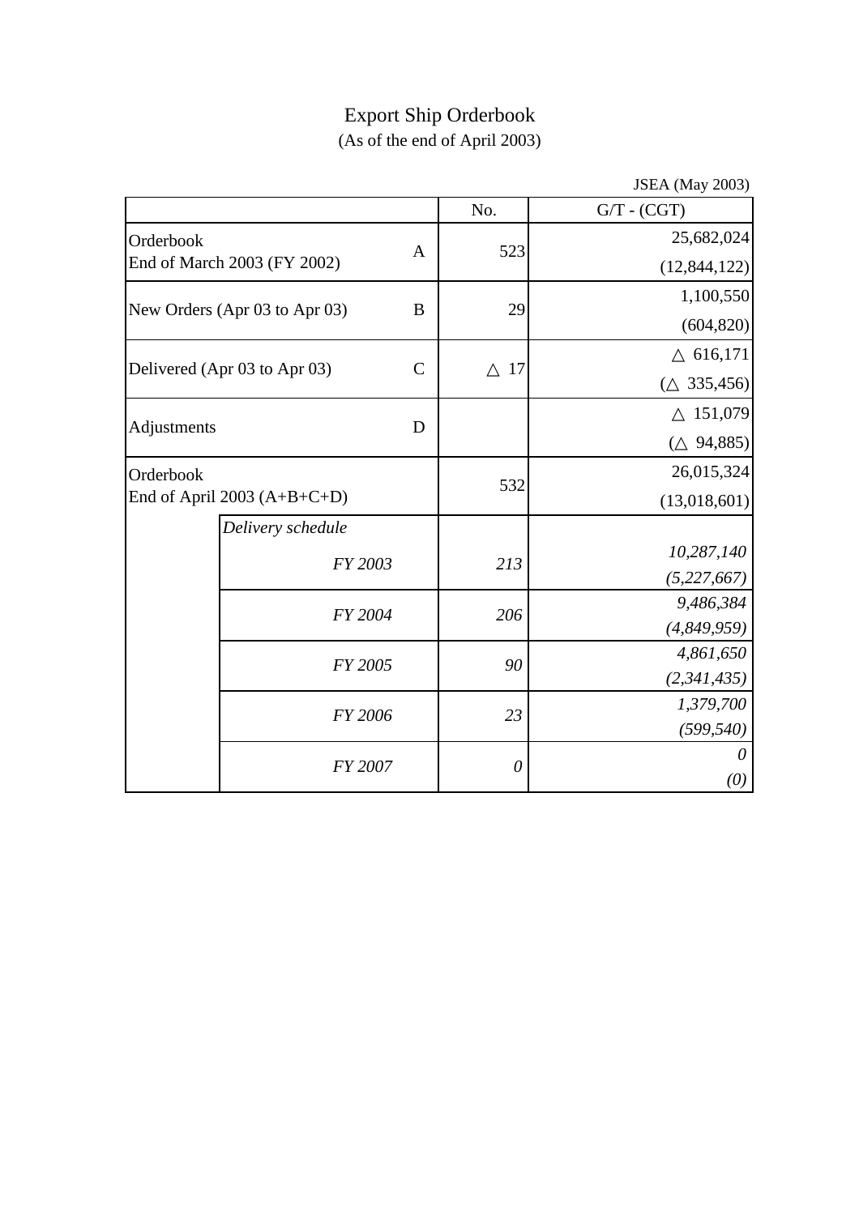# Export Ship Orderbook

(As of the end of April 2003)

JSEA (May 2003)

| | | | No. | G/T - (CGT) |
|---|---|---|---|---|
| Orderbook<br>End of March 2003 (FY 2002) | | A | 523 | 25,682,024<br>(12,844,122) |
| New Orders (Apr 03 to Apr 03) | | B | 29 | 1,100,550<br>(604,820) |
| Delivered (Apr 03 to Apr 03) | | C | △ 17 | △ 616,171<br>(△ 335,456) |
| Adjustments | | D | | △ 151,079<br>(△ 94,885) |
| Orderbook<br>End of April 2003 (A+B+C+D) | | | 532 | 26,015,324<br>(13,018,601) |
| | *Delivery schedule* | | | |
| | *FY 2003* | | *213* | *10,287,140*<br>*(5,227,667)* |
| | *FY 2004* | | *206* | *9,486,384*<br>*(4,849,959)* |
| | *FY 2005* | | *90* | *4,861,650*<br>*(2,341,435)* |
| | *FY 2006* | | *23* | *1,379,700*<br>*(599,540)* |
| | *FY 2007* | | *0* | *0*<br>*(0)* |